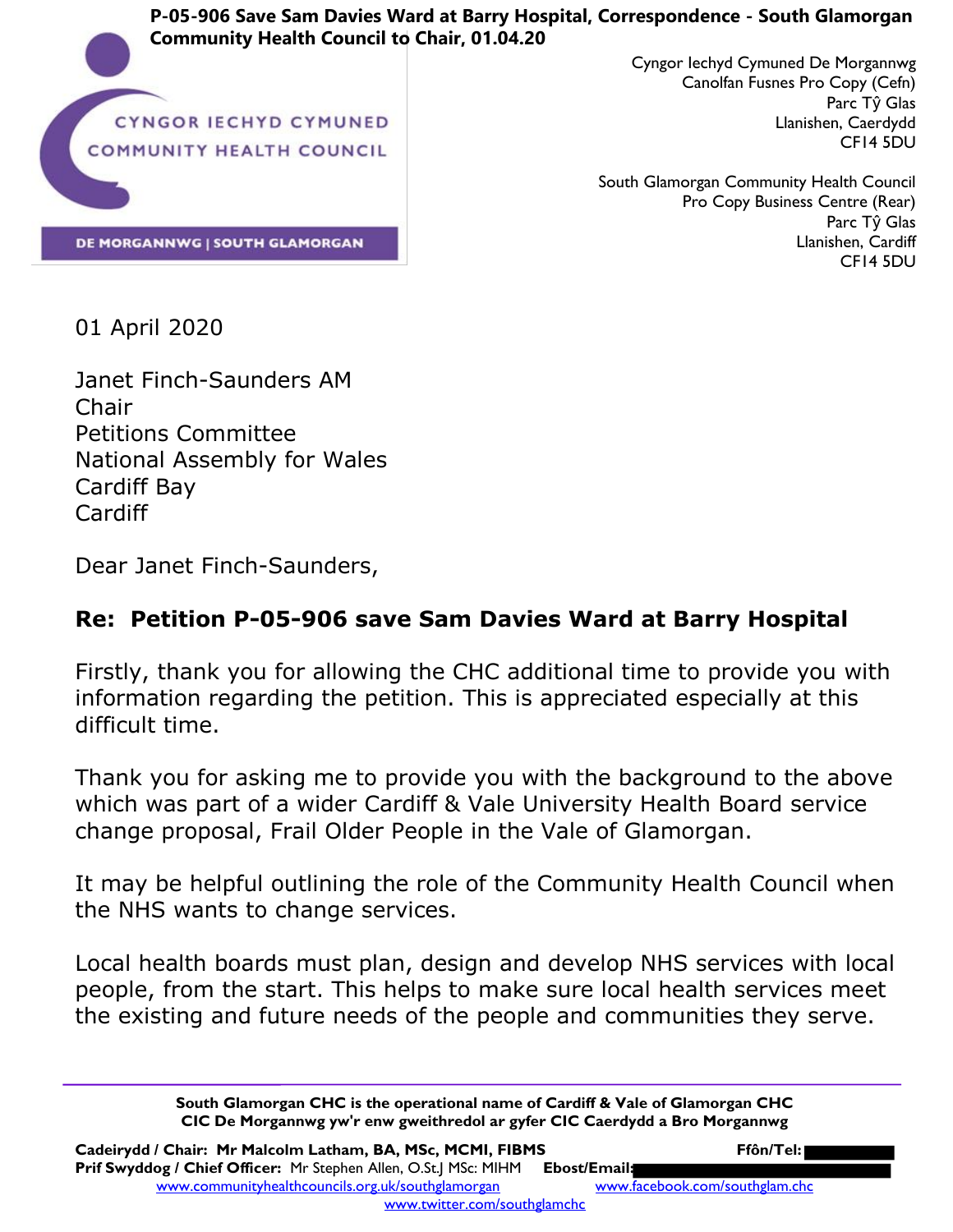**P-05-906 Save Sam Davies Ward at Barry Hospital, Correspondence - South Glamorgan Community Health Council to Chair, 01.04.20**

CYNGOR IECHYD CYMUNED
COMMUNITY HEALTH COUNCIL
DE MORGANNWG | SOUTH GLAMORGAN

Cyngor Iechyd Cymuned De Morgannwg
Canolfan Fusnes Pro Copy (Cefn)
Parc Tŷ Glas
Llanishen, Caerdydd
CF14 5DU

South Glamorgan Community Health Council
Pro Copy Business Centre (Rear)
Parc Tŷ Glas
Llanishen, Cardiff
CF14 5DU

01 April 2020

Janet Finch-Saunders AM
Chair
Petitions Committee
National Assembly for Wales
Cardiff Bay
Cardiff

Dear Janet Finch-Saunders,

**Re: Petition P-05-906 save Sam Davies Ward at Barry Hospital**

Firstly, thank you for allowing the CHC additional time to provide you with information regarding the petition. This is appreciated especially at this difficult time.

Thank you for asking me to provide you with the background to the above which was part of a wider Cardiff & Vale University Health Board service change proposal, Frail Older People in the Vale of Glamorgan.

It may be helpful outlining the role of the Community Health Council when the NHS wants to change services.

Local health boards must plan, design and develop NHS services with local people, from the start. This helps to make sure local health services meet the existing and future needs of the people and communities they serve.

---

**South Glamorgan CHC is the operational name of Cardiff & Vale of Glamorgan CHC**
**CIC De Morgannwg yw'r enw gweithredol ar gyfer CIC Caerdydd a Bro Morgannwg**

**Cadeirydd / Chair: Mr Malcolm Latham, BA, MSc, MCMI, FIBMS** **Ffôn/Tel:**
**Prif Swyddog / Chief Officer:** Mr Stephen Allen, O.St.J MSc: MIHM **Ebost/Email:**
www.communityhealthcouncils.org.uk/southglamorgan www.facebook.com/southglam.chc
www.twitter.com/southglamchc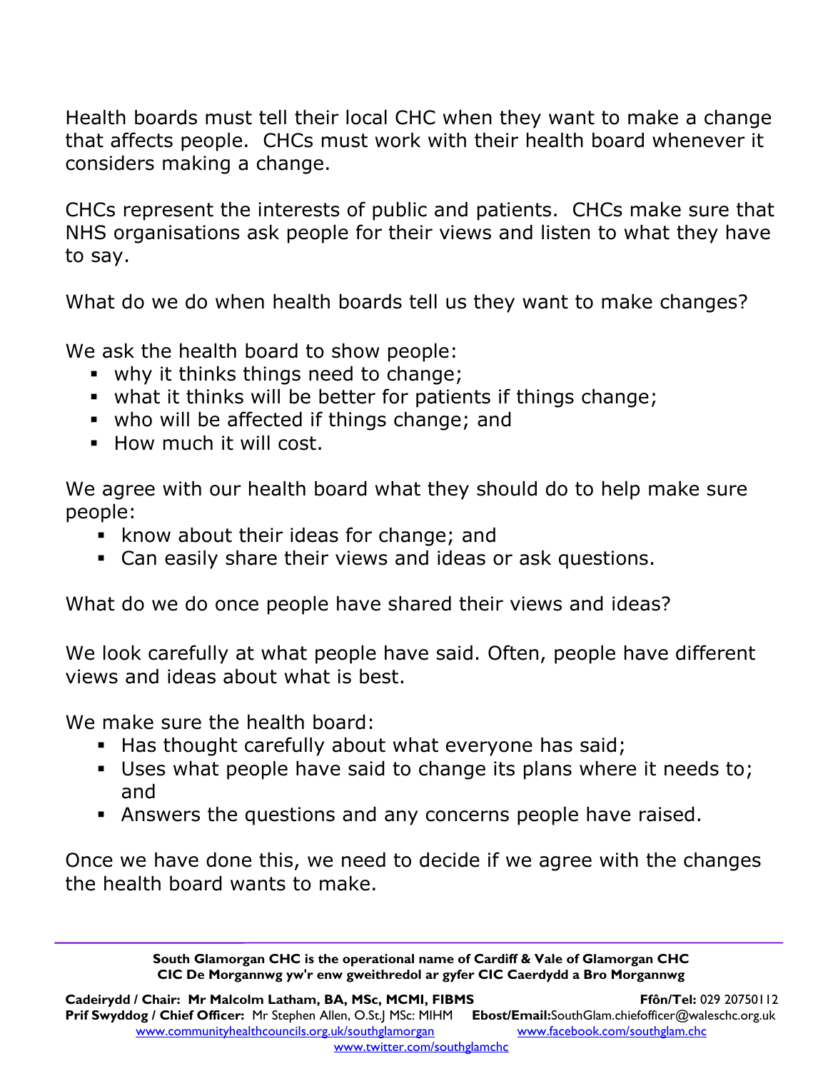Health boards must tell their local CHC when they want to make a change that affects people. CHCs must work with their health board whenever it considers making a change.

CHCs represent the interests of public and patients. CHCs make sure that NHS organisations ask people for their views and listen to what they have to say.

What do we do when health boards tell us they want to make changes?

We ask the health board to show people:

- why it thinks things need to change;
- what it thinks will be better for patients if things change;
- who will be affected if things change; and
- How much it will cost.

We agree with our health board what they should do to help make sure people:

- know about their ideas for change; and
- Can easily share their views and ideas or ask questions.

What do we do once people have shared their views and ideas?

We look carefully at what people have said. Often, people have different views and ideas about what is best.

We make sure the health board:

- Has thought carefully about what everyone has said;
- Uses what people have said to change its plans where it needs to; and
- Answers the questions and any concerns people have raised.

Once we have done this, we need to decide if we agree with the changes the health board wants to make.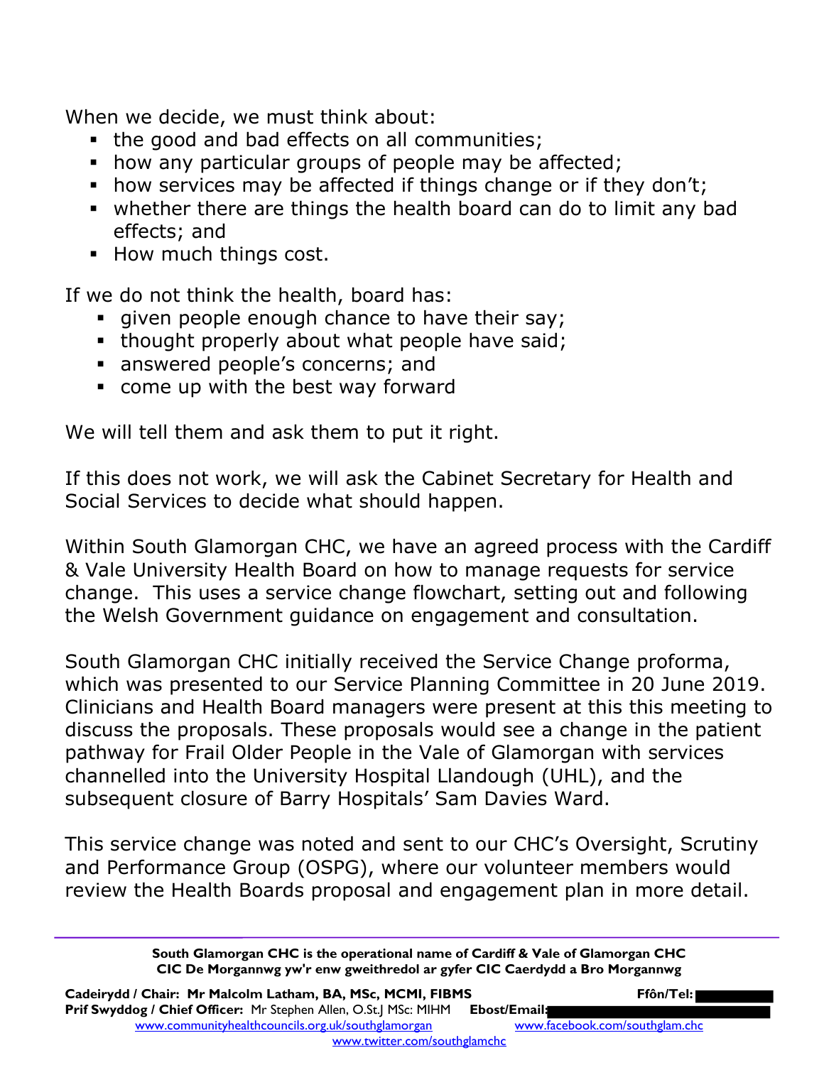When we decide, we must think about:

- the good and bad effects on all communities;
- how any particular groups of people may be affected;
- how services may be affected if things change or if they don't;
- whether there are things the health board can do to limit any bad effects; and
- How much things cost.

If we do not think the health, board has:

- given people enough chance to have their say;
- thought properly about what people have said;
- answered people's concerns; and
- come up with the best way forward

We will tell them and ask them to put it right.

If this does not work, we will ask the Cabinet Secretary for Health and Social Services to decide what should happen.

Within South Glamorgan CHC, we have an agreed process with the Cardiff & Vale University Health Board on how to manage requests for service change. This uses a service change flowchart, setting out and following the Welsh Government guidance on engagement and consultation.

South Glamorgan CHC initially received the Service Change proforma, which was presented to our Service Planning Committee in 20 June 2019. Clinicians and Health Board managers were present at this this meeting to discuss the proposals. These proposals would see a change in the patient pathway for Frail Older People in the Vale of Glamorgan with services channelled into the University Hospital Llandough (UHL), and the subsequent closure of Barry Hospitals' Sam Davies Ward.

This service change was noted and sent to our CHC's Oversight, Scrutiny and Performance Group (OSPG), where our volunteer members would review the Health Boards proposal and engagement plan in more detail.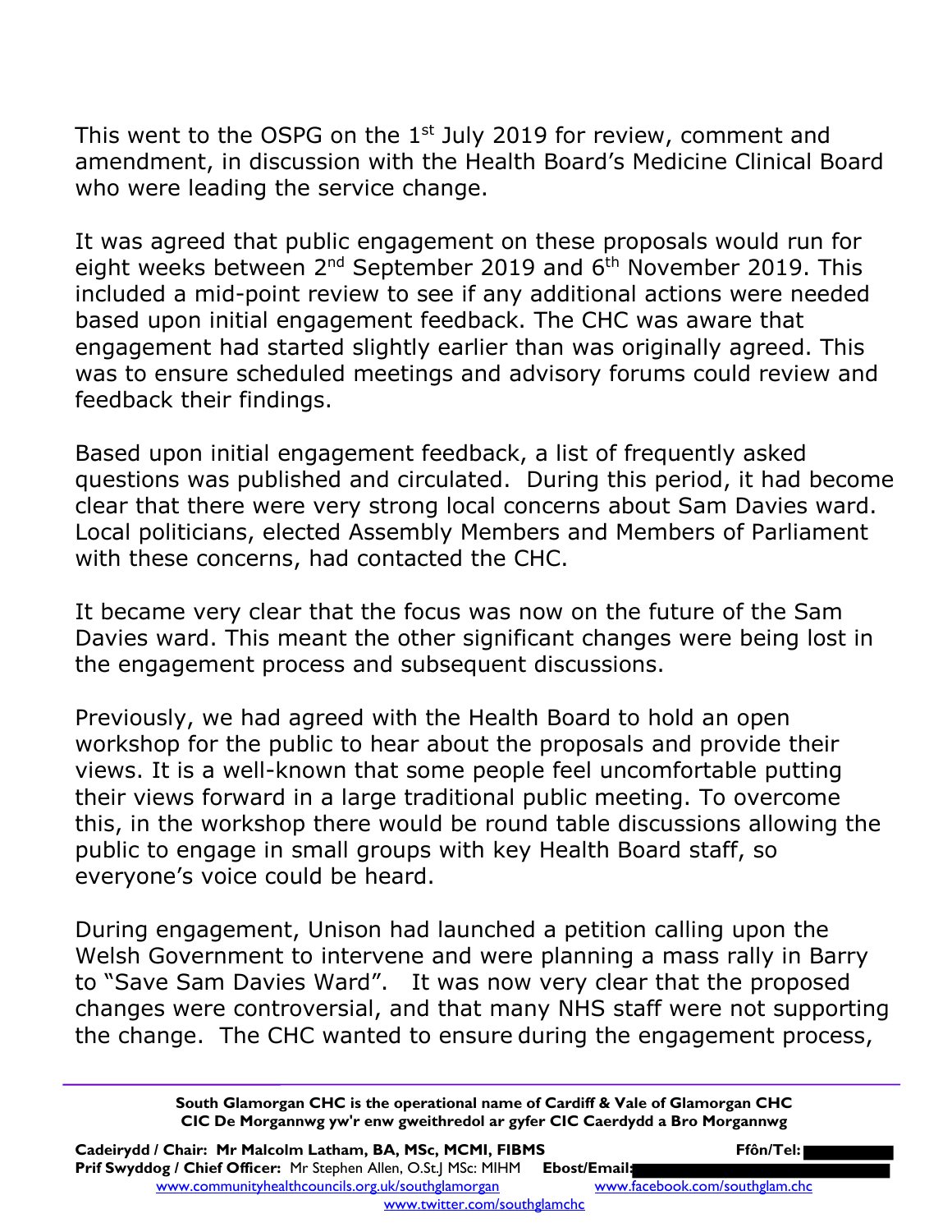This went to the OSPG on the 1st July 2019 for review, comment and amendment, in discussion with the Health Board's Medicine Clinical Board who were leading the service change.

It was agreed that public engagement on these proposals would run for eight weeks between 2nd September 2019 and 6th November 2019. This included a mid-point review to see if any additional actions were needed based upon initial engagement feedback. The CHC was aware that engagement had started slightly earlier than was originally agreed. This was to ensure scheduled meetings and advisory forums could review and feedback their findings.

Based upon initial engagement feedback, a list of frequently asked questions was published and circulated. During this period, it had become clear that there were very strong local concerns about Sam Davies ward. Local politicians, elected Assembly Members and Members of Parliament with these concerns, had contacted the CHC.

It became very clear that the focus was now on the future of the Sam Davies ward. This meant the other significant changes were being lost in the engagement process and subsequent discussions.

Previously, we had agreed with the Health Board to hold an open workshop for the public to hear about the proposals and provide their views. It is a well-known that some people feel uncomfortable putting their views forward in a large traditional public meeting. To overcome this, in the workshop there would be round table discussions allowing the public to engage in small groups with key Health Board staff, so everyone's voice could be heard.

During engagement, Unison had launched a petition calling upon the Welsh Government to intervene and were planning a mass rally in Barry to "Save Sam Davies Ward". It was now very clear that the proposed changes were controversial, and that many NHS staff were not supporting the change. The CHC wanted to ensure during the engagement process,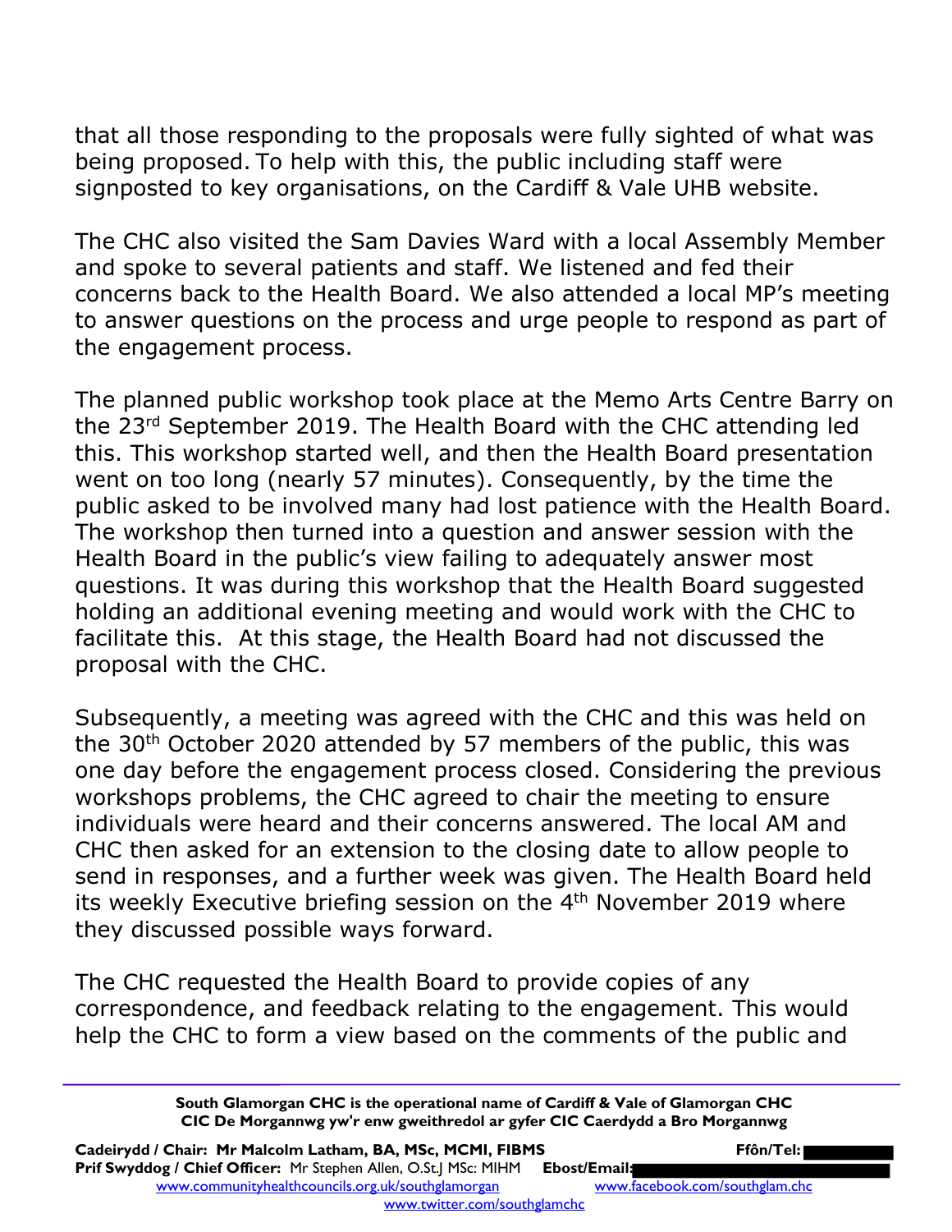that all those responding to the proposals were fully sighted of what was being proposed. To help with this, the public including staff were signposted to key organisations, on the Cardiff & Vale UHB website.

The CHC also visited the Sam Davies Ward with a local Assembly Member and spoke to several patients and staff. We listened and fed their concerns back to the Health Board. We also attended a local MP's meeting to answer questions on the process and urge people to respond as part of the engagement process.

The planned public workshop took place at the Memo Arts Centre Barry on the 23rd September 2019. The Health Board with the CHC attending led this. This workshop started well, and then the Health Board presentation went on too long (nearly 57 minutes). Consequently, by the time the public asked to be involved many had lost patience with the Health Board. The workshop then turned into a question and answer session with the Health Board in the public's view failing to adequately answer most questions. It was during this workshop that the Health Board suggested holding an additional evening meeting and would work with the CHC to facilitate this. At this stage, the Health Board had not discussed the proposal with the CHC.

Subsequently, a meeting was agreed with the CHC and this was held on the 30th October 2020 attended by 57 members of the public, this was one day before the engagement process closed. Considering the previous workshops problems, the CHC agreed to chair the meeting to ensure individuals were heard and their concerns answered. The local AM and CHC then asked for an extension to the closing date to allow people to send in responses, and a further week was given. The Health Board held its weekly Executive briefing session on the 4th November 2019 where they discussed possible ways forward.

The CHC requested the Health Board to provide copies of any correspondence, and feedback relating to the engagement. This would help the CHC to form a view based on the comments of the public and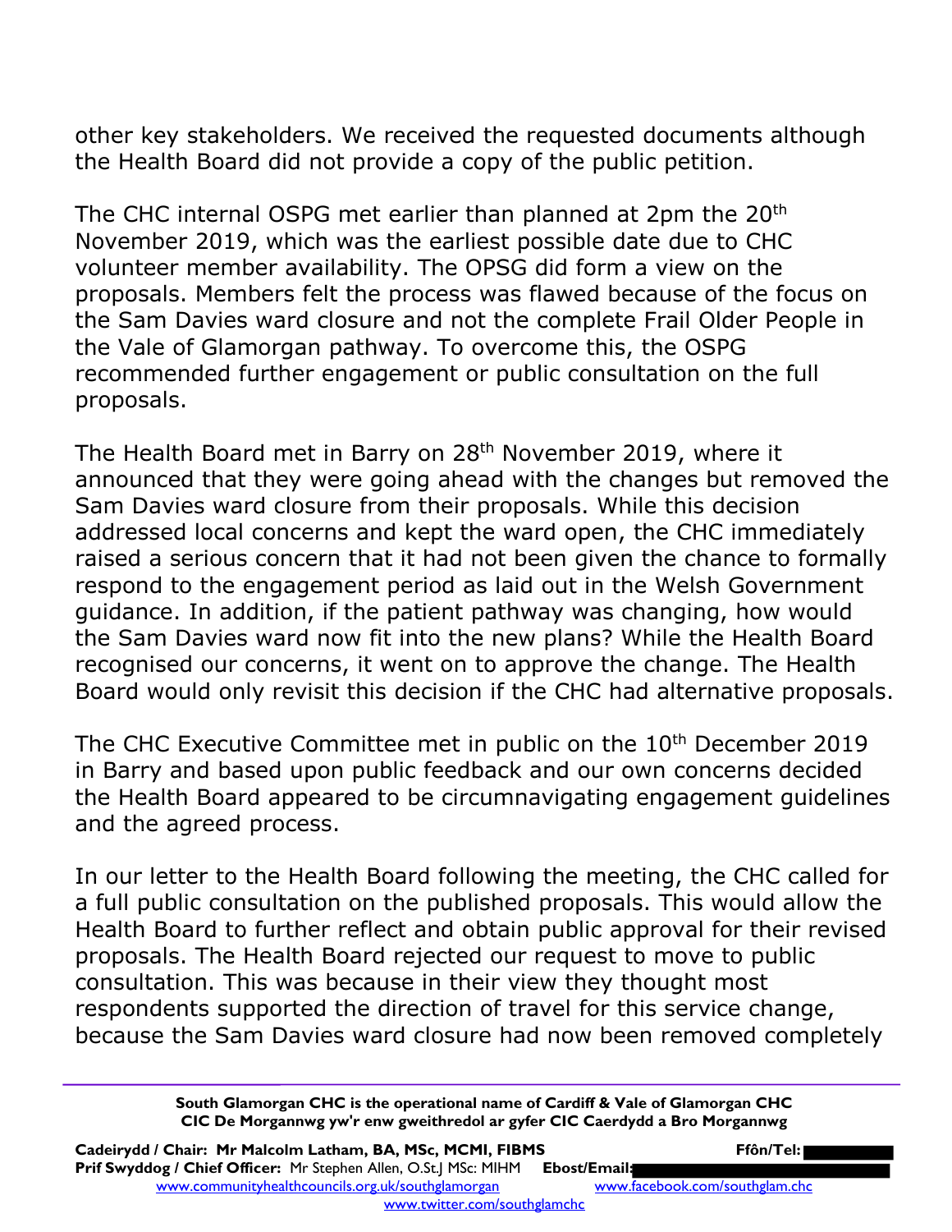other key stakeholders. We received the requested documents although the Health Board did not provide a copy of the public petition.

The CHC internal OSPG met earlier than planned at 2pm the 20th November 2019, which was the earliest possible date due to CHC volunteer member availability. The OPSG did form a view on the proposals. Members felt the process was flawed because of the focus on the Sam Davies ward closure and not the complete Frail Older People in the Vale of Glamorgan pathway. To overcome this, the OSPG recommended further engagement or public consultation on the full proposals.

The Health Board met in Barry on 28th November 2019, where it announced that they were going ahead with the changes but removed the Sam Davies ward closure from their proposals. While this decision addressed local concerns and kept the ward open, the CHC immediately raised a serious concern that it had not been given the chance to formally respond to the engagement period as laid out in the Welsh Government guidance. In addition, if the patient pathway was changing, how would the Sam Davies ward now fit into the new plans? While the Health Board recognised our concerns, it went on to approve the change. The Health Board would only revisit this decision if the CHC had alternative proposals.

The CHC Executive Committee met in public on the 10th December 2019 in Barry and based upon public feedback and our own concerns decided the Health Board appeared to be circumnavigating engagement guidelines and the agreed process.

In our letter to the Health Board following the meeting, the CHC called for a full public consultation on the published proposals. This would allow the Health Board to further reflect and obtain public approval for their revised proposals. The Health Board rejected our request to move to public consultation. This was because in their view they thought most respondents supported the direction of travel for this service change, because the Sam Davies ward closure had now been removed completely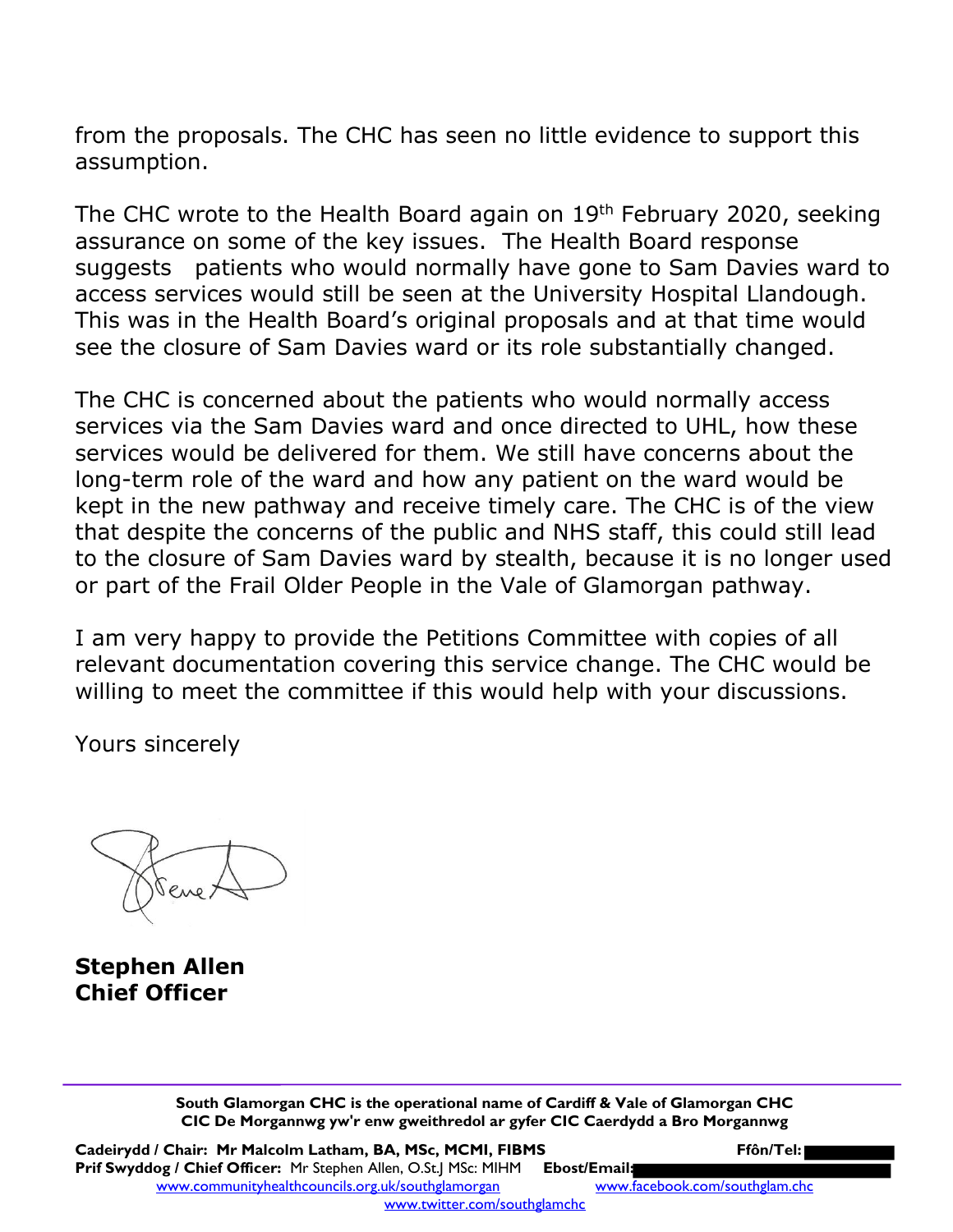from the proposals. The CHC has seen no little evidence to support this assumption.

The CHC wrote to the Health Board again on 19th February 2020, seeking assurance on some of the key issues. The Health Board response suggests patients who would normally have gone to Sam Davies ward to access services would still be seen at the University Hospital Llandough. This was in the Health Board's original proposals and at that time would see the closure of Sam Davies ward or its role substantially changed.

The CHC is concerned about the patients who would normally access services via the Sam Davies ward and once directed to UHL, how these services would be delivered for them. We still have concerns about the long-term role of the ward and how any patient on the ward would be kept in the new pathway and receive timely care. The CHC is of the view that despite the concerns of the public and NHS staff, this could still lead to the closure of Sam Davies ward by stealth, because it is no longer used or part of the Frail Older People in the Vale of Glamorgan pathway.

I am very happy to provide the Petitions Committee with copies of all relevant documentation covering this service change. The CHC would be willing to meet the committee if this would help with your discussions.

Yours sincerely

**Stephen Allen**
**Chief Officer**

**South Glamorgan CHC is the operational name of Cardiff & Vale of Glamorgan CHC**
**CIC De Morgannwg yw'r enw gweithredol ar gyfer CIC Caerdydd a Bro Morgannwg**

**Cadeirydd / Chair: Mr Malcolm Latham, BA, MSc, MCMI, FIBMS** **Ffôn/Tel:**
**Prif Swyddog / Chief Officer:** Mr Stephen Allen, O.St.J MSc: MIHM **Ebost/Email:**
www.communityhealthcouncils.org.uk/southglamorgan www.facebook.com/southglam.chc
www.twitter.com/southglamchc